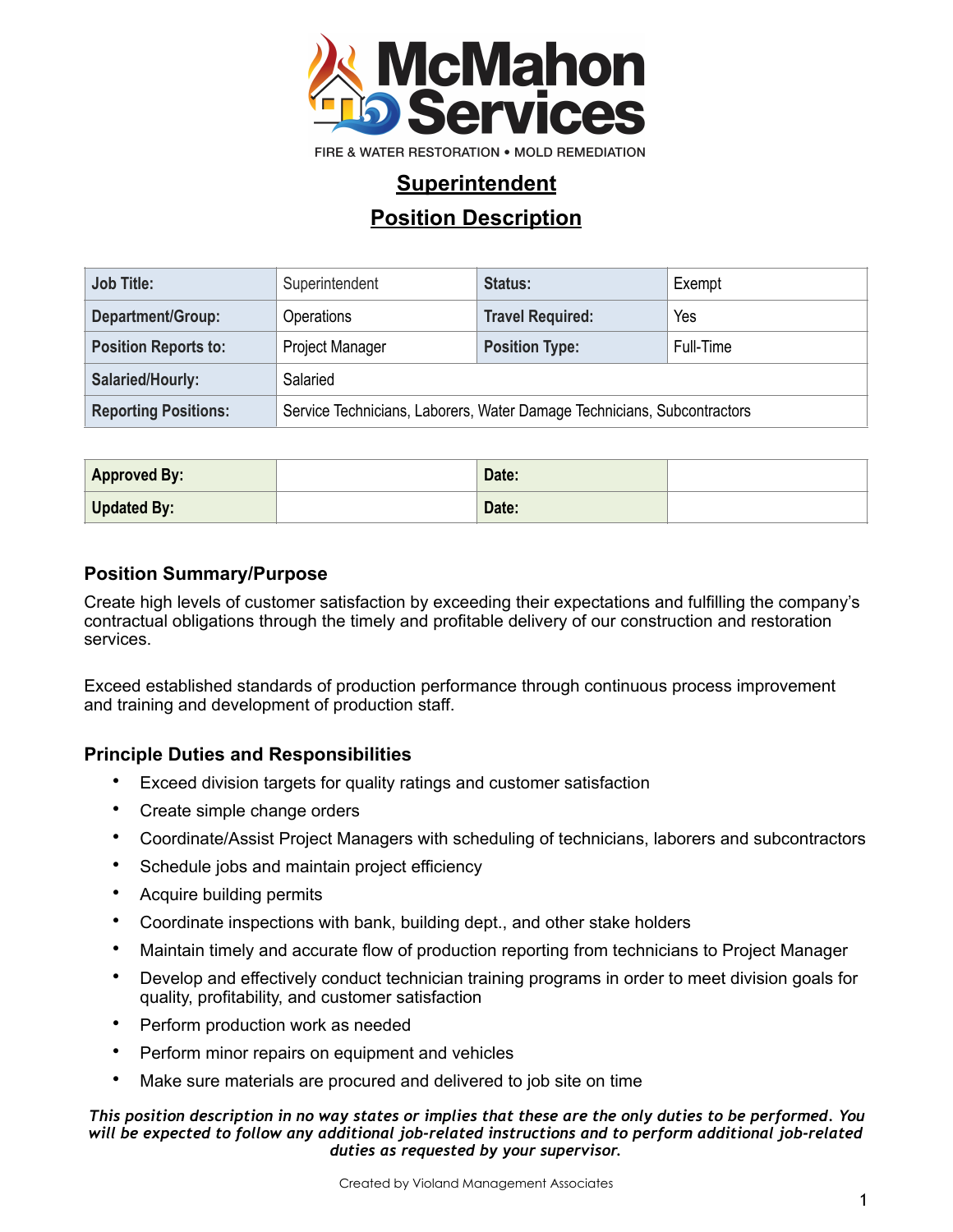McMahon Services

FIRE & WATER RESTORATION • MOLD REMEDIATION

# Superintendent

# Position Description

| Job Title: | Superintendent | Status: | Exempt |
|---|---|---|---|
| Department/Group: | Operations | Travel Required: | Yes |
| Position Reports to: | Project Manager | Position Type: | Full-Time |
| Salaried/Hourly: | Salaried | | |
| Reporting Positions: | Service Technicians, Laborers, Water Damage Technicians, Subcontractors | | |

| Approved By: | | Date: | |
|---|---|---|---|
| Updated By: | | Date: | |

## Position Summary/Purpose

Create high levels of customer satisfaction by exceeding their expectations and fulfilling the company's contractual obligations through the timely and profitable delivery of our construction and restoration services.

Exceed established standards of production performance through continuous process improvement and training and development of production staff.

## Principle Duties and Responsibilities

- Exceed division targets for quality ratings and customer satisfaction
- Create simple change orders
- Coordinate/Assist Project Managers with scheduling of technicians, laborers and subcontractors
- Schedule jobs and maintain project efficiency
- Acquire building permits
- Coordinate inspections with bank, building dept., and other stake holders
- Maintain timely and accurate flow of production reporting from technicians to Project Manager
- Develop and effectively conduct technician training programs in order to meet division goals for quality, profitability, and customer satisfaction
- Perform production work as needed
- Perform minor repairs on equipment and vehicles
- Make sure materials are procured and delivered to job site on time

***This position description in no way states or implies that these are the only duties to be performed. You will be expected to follow any additional job-related instructions and to perform additional job-related duties as requested by your supervisor.***

Created by Violand Management Associates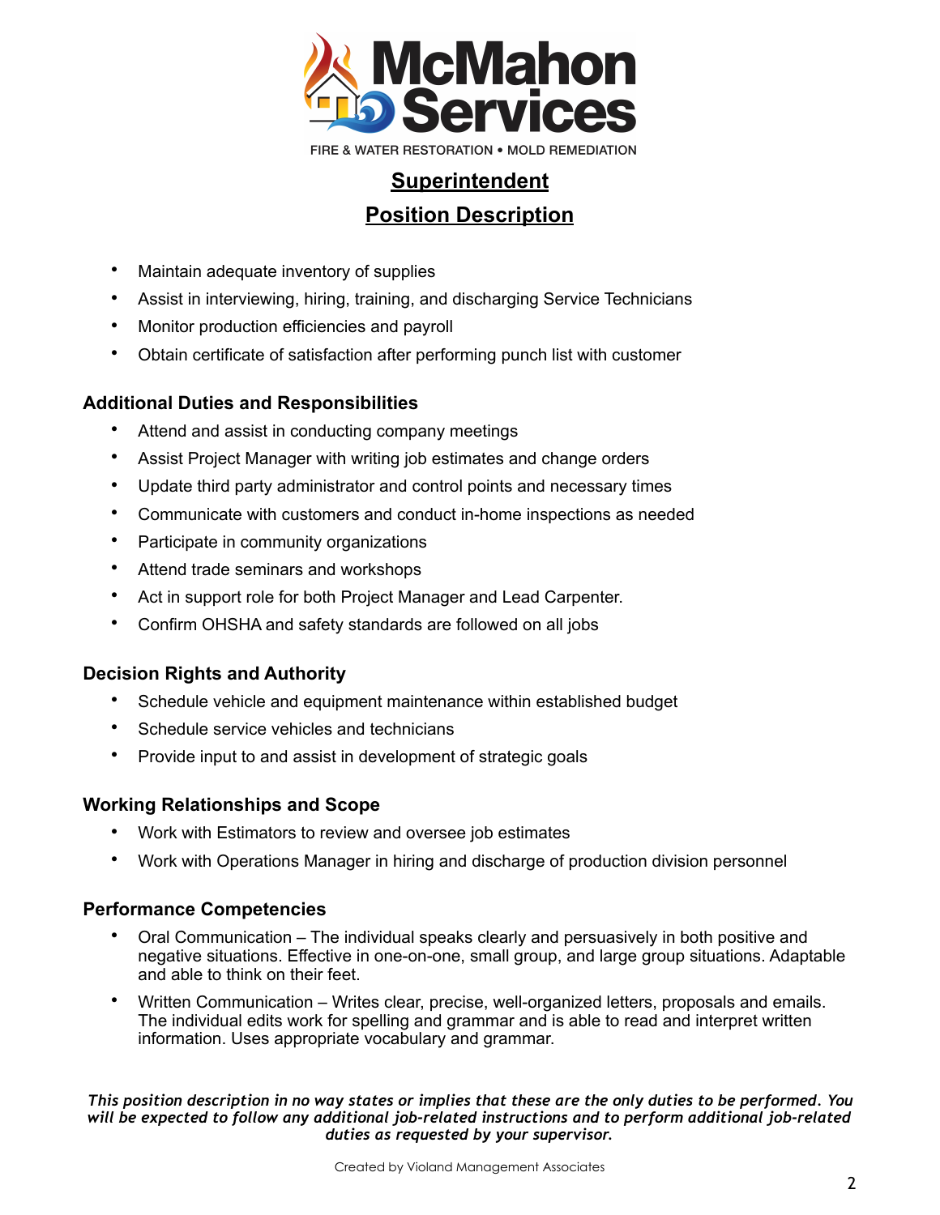McMahon Services

FIRE & WATER RESTORATION • MOLD REMEDIATION

# Superintendent

# Position Description

- Maintain adequate inventory of supplies
- Assist in interviewing, hiring, training, and discharging Service Technicians
- Monitor production efficiencies and payroll
- Obtain certificate of satisfaction after performing punch list with customer

### Additional Duties and Responsibilities

- Attend and assist in conducting company meetings
- Assist Project Manager with writing job estimates and change orders
- Update third party administrator and control points and necessary times
- Communicate with customers and conduct in-home inspections as needed
- Participate in community organizations
- Attend trade seminars and workshops
- Act in support role for both Project Manager and Lead Carpenter.
- Confirm OHSHA and safety standards are followed on all jobs

### Decision Rights and Authority

- Schedule vehicle and equipment maintenance within established budget
- Schedule service vehicles and technicians
- Provide input to and assist in development of strategic goals

### Working Relationships and Scope

- Work with Estimators to review and oversee job estimates
- Work with Operations Manager in hiring and discharge of production division personnel

### Performance Competencies

- Oral Communication – The individual speaks clearly and persuasively in both positive and negative situations. Effective in one-on-one, small group, and large group situations. Adaptable and able to think on their feet.
- Written Communication – Writes clear, precise, well-organized letters, proposals and emails. The individual edits work for spelling and grammar and is able to read and interpret written information. Uses appropriate vocabulary and grammar.

***This position description in no way states or implies that these are the only duties to be performed. You will be expected to follow any additional job-related instructions and to perform additional job-related duties as requested by your supervisor.***

Created by Violand Management Associates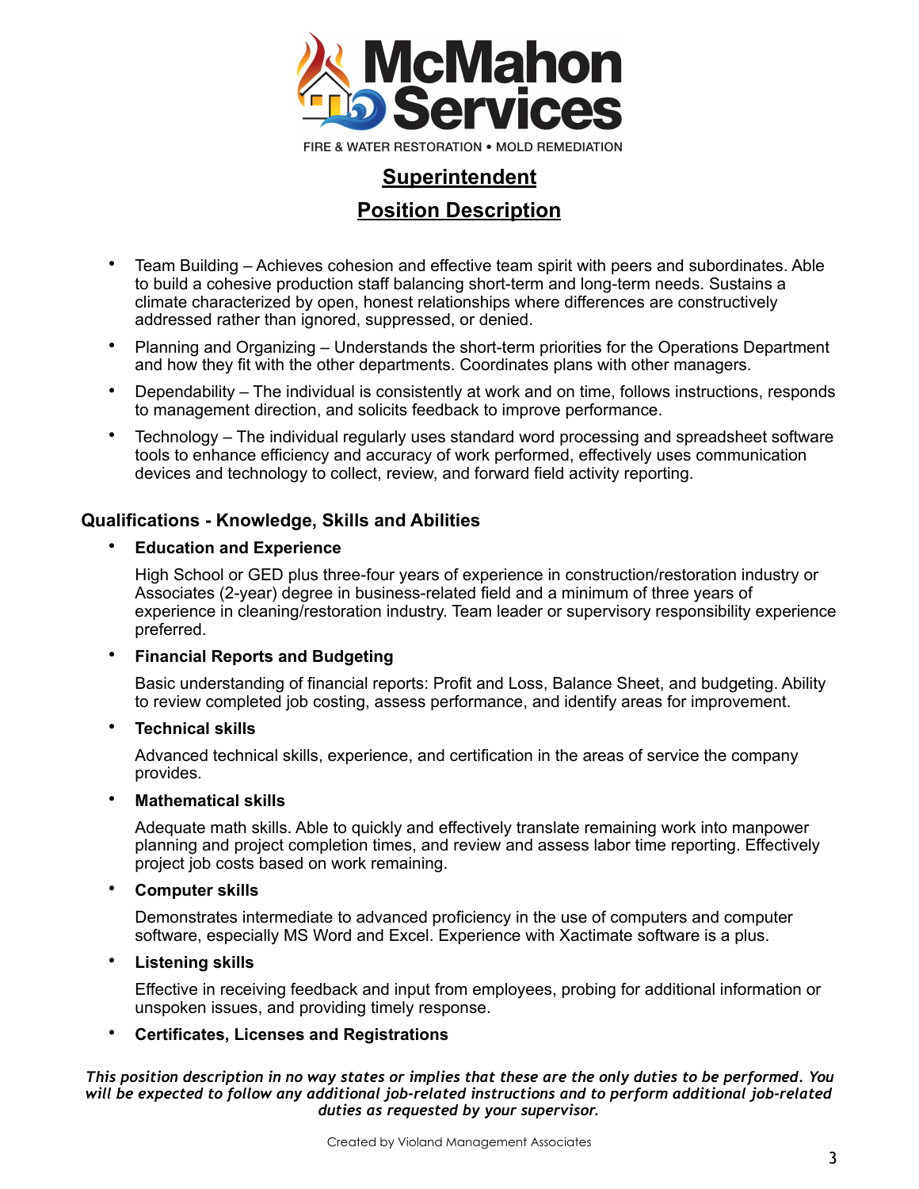McMahon Services

FIRE & WATER RESTORATION • MOLD REMEDIATION

# Superintendent

## Position Description

- Team Building – Achieves cohesion and effective team spirit with peers and subordinates. Able to build a cohesive production staff balancing short-term and long-term needs. Sustains a climate characterized by open, honest relationships where differences are constructively addressed rather than ignored, suppressed, or denied.
- Planning and Organizing – Understands the short-term priorities for the Operations Department and how they fit with the other departments. Coordinates plans with other managers.
- Dependability – The individual is consistently at work and on time, follows instructions, responds to management direction, and solicits feedback to improve performance.
- Technology – The individual regularly uses standard word processing and spreadsheet software tools to enhance efficiency and accuracy of work performed, effectively uses communication devices and technology to collect, review, and forward field activity reporting.

### Qualifications - Knowledge, Skills and Abilities

- **Education and Experience**

  High School or GED plus three-four years of experience in construction/restoration industry or Associates (2-year) degree in business-related field and a minimum of three years of experience in cleaning/restoration industry. Team leader or supervisory responsibility experience preferred.

- **Financial Reports and Budgeting**

  Basic understanding of financial reports: Profit and Loss, Balance Sheet, and budgeting. Ability to review completed job costing, assess performance, and identify areas for improvement.

- **Technical skills**

  Advanced technical skills, experience, and certification in the areas of service the company provides.

- **Mathematical skills**

  Adequate math skills. Able to quickly and effectively translate remaining work into manpower planning and project completion times, and review and assess labor time reporting. Effectively project job costs based on work remaining.

- **Computer skills**

  Demonstrates intermediate to advanced proficiency in the use of computers and computer software, especially MS Word and Excel. Experience with Xactimate software is a plus.

- **Listening skills**

  Effective in receiving feedback and input from employees, probing for additional information or unspoken issues, and providing timely response.

- **Certificates, Licenses and Registrations**

***This position description in no way states or implies that these are the only duties to be performed. You will be expected to follow any additional job-related instructions and to perform additional job-related duties as requested by your supervisor.***

Created by Violand Management Associates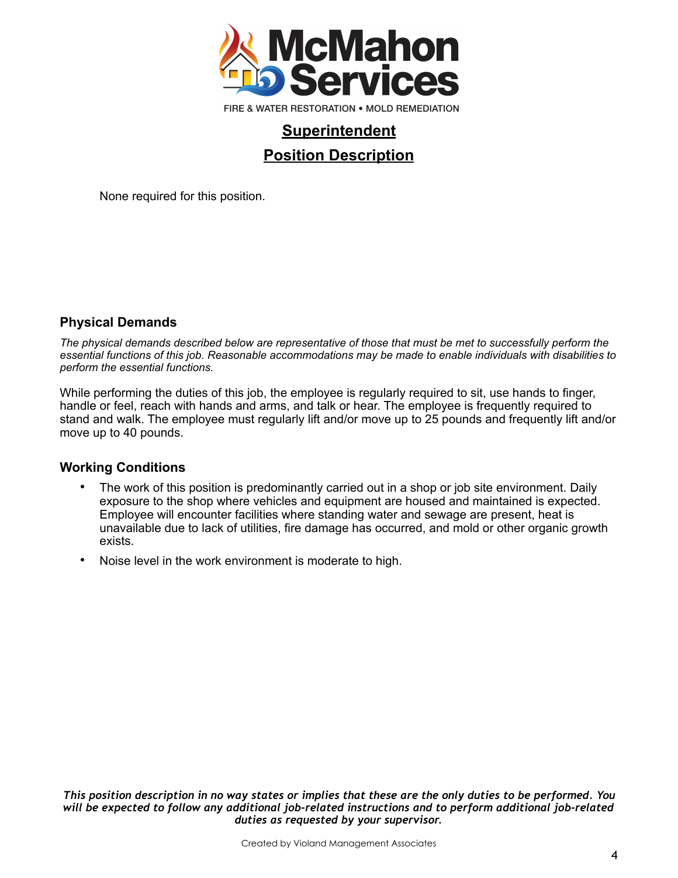# McMahon Services

FIRE & WATER RESTORATION • MOLD REMEDIATION

## Superintendent

## Position Description

None required for this position.

### Physical Demands

*The physical demands described below are representative of those that must be met to successfully perform the essential functions of this job. Reasonable accommodations may be made to enable individuals with disabilities to perform the essential functions.*

While performing the duties of this job, the employee is regularly required to sit, use hands to finger, handle or feel, reach with hands and arms, and talk or hear. The employee is frequently required to stand and walk. The employee must regularly lift and/or move up to 25 pounds and frequently lift and/or move up to 40 pounds.

### Working Conditions

- The work of this position is predominantly carried out in a shop or job site environment. Daily exposure to the shop where vehicles and equipment are housed and maintained is expected. Employee will encounter facilities where standing water and sewage are present, heat is unavailable due to lack of utilities, fire damage has occurred, and mold or other organic growth exists.
- Noise level in the work environment is moderate to high.

***This position description in no way states or implies that these are the only duties to be performed. You will be expected to follow any additional job-related instructions and to perform additional job-related duties as requested by your supervisor.***

Created by Violand Management Associates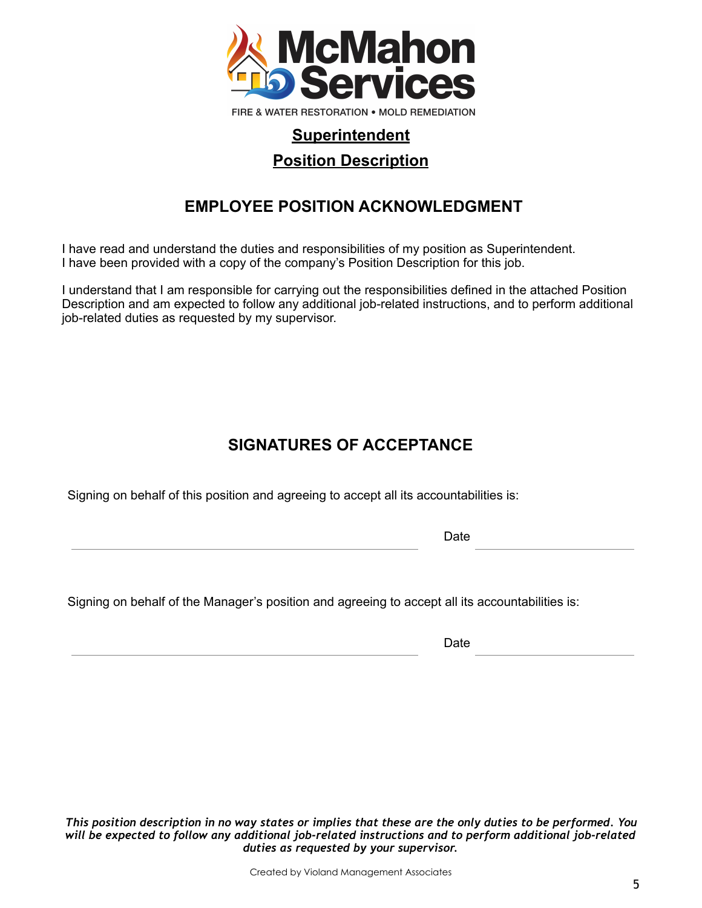McMahon Services

FIRE & WATER RESTORATION • MOLD REMEDIATION

# Superintendent

## Position Description

## EMPLOYEE POSITION ACKNOWLEDGMENT

I have read and understand the duties and responsibilities of my position as Superintendent.
I have been provided with a copy of the company's Position Description for this job.

I understand that I am responsible for carrying out the responsibilities defined in the attached Position Description and am expected to follow any additional job-related instructions, and to perform additional job-related duties as requested by my supervisor.

## SIGNATURES OF ACCEPTANCE

Signing on behalf of this position and agreeing to accept all its accountabilities is:

_______________________________________ Date _______________

Signing on behalf of the Manager's position and agreeing to accept all its accountabilities is:

_______________________________________ Date _______________

***This position description in no way states or implies that these are the only duties to be performed. You will be expected to follow any additional job-related instructions and to perform additional job-related duties as requested by your supervisor.***

Created by Violand Management Associates